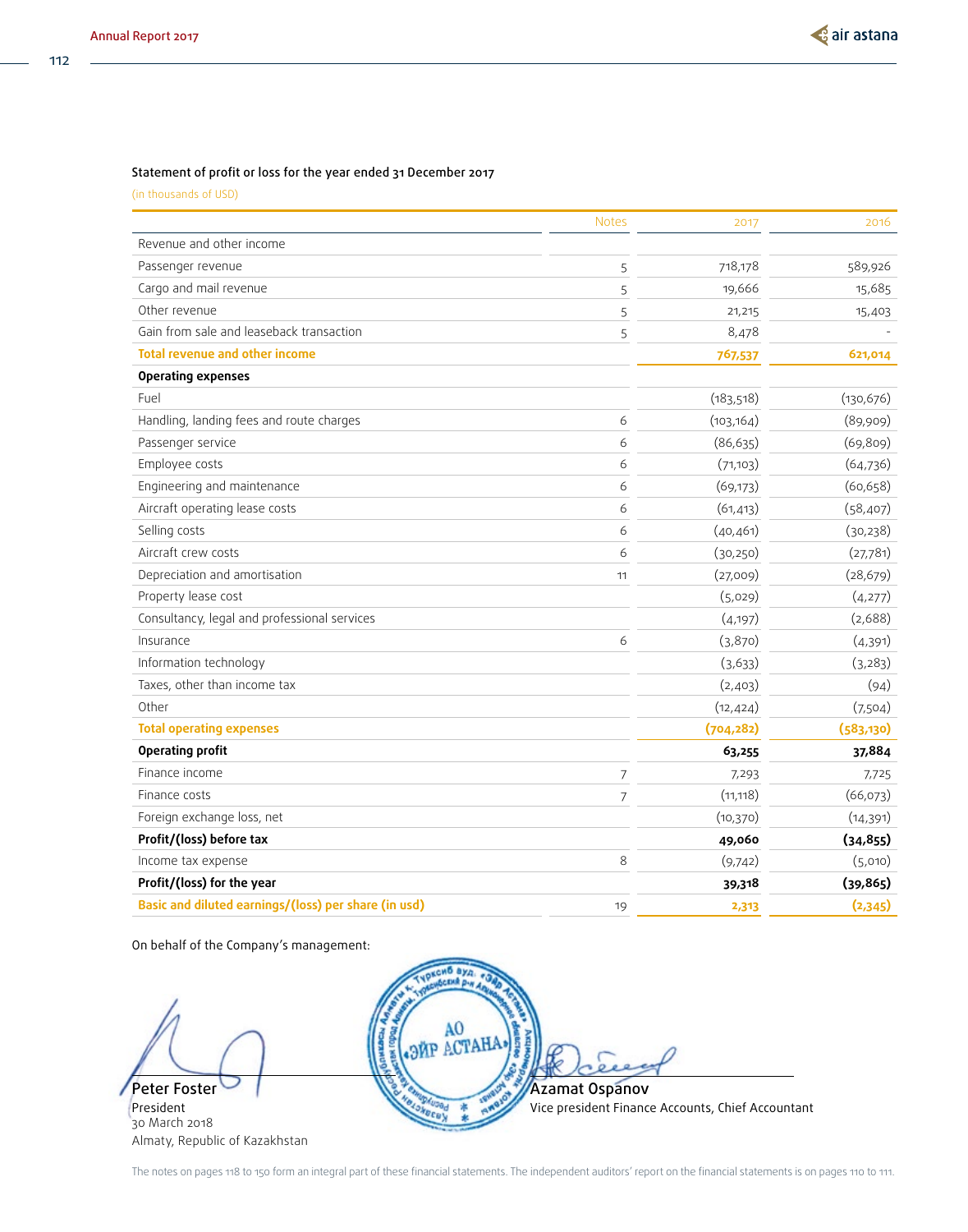## Statement of profit or loss for the year ended 31 December 2017

(in thousands of USD)

| | Notes | 2017 | 2016 |
|---|---|---|---|
| Revenue and other income | | | |
| Passenger revenue | 5 | 718,178 | 589,926 |
| Cargo and mail revenue | 5 | 19,666 | 15,685 |
| Other revenue | 5 | 21,215 | 15,403 |
| Gain from sale and leaseback transaction | 5 | 8,478 | - |
| **Total revenue and other income** | | **767,537** | **621,014** |
| **Operating expenses** | | | |
| Fuel | | (183,518) | (130,676) |
| Handling, landing fees and route charges | 6 | (103,164) | (89,909) |
| Passenger service | 6 | (86,635) | (69,809) |
| Employee costs | 6 | (71,103) | (64,736) |
| Engineering and maintenance | 6 | (69,173) | (60,658) |
| Aircraft operating lease costs | 6 | (61,413) | (58,407) |
| Selling costs | 6 | (40,461) | (30,238) |
| Aircraft crew costs | 6 | (30,250) | (27,781) |
| Depreciation and amortisation | 11 | (27,009) | (28,679) |
| Property lease cost | | (5,029) | (4,277) |
| Consultancy, legal and professional services | | (4,197) | (2,688) |
| Insurance | 6 | (3,870) | (4,391) |
| Information technology | | (3,633) | (3,283) |
| Taxes, other than income tax | | (2,403) | (94) |
| Other | | (12,424) | (7,504) |
| **Total operating expenses** | | **(704,282)** | **(583,130)** |
| **Operating profit** | | **63,255** | **37,884** |
| Finance income | 7 | 7,293 | 7,725 |
| Finance costs | 7 | (11,118) | (66,073) |
| Foreign exchange loss, net | | (10,370) | (14,391) |
| **Profit/(loss) before tax** | | **49,060** | **(34,855)** |
| Income tax expense | 8 | (9,742) | (5,010) |
| **Profit/(loss) for the year** | | **39,318** | **(39,865)** |
| **Basic and diluted earnings/(loss) per share (in usd)** | 19 | **2,313** | **(2,345)** |

On behalf of the Company's management:

**Peter Foster**
President
30 March 2018
Almaty, Republic of Kazakhstan

**Azamat Ospanov**
Vice president Finance Accounts, Chief Accountant

The notes on pages 118 to 150 form an integral part of these financial statements. The independent auditors' report on the financial statements is on pages 110 to 111.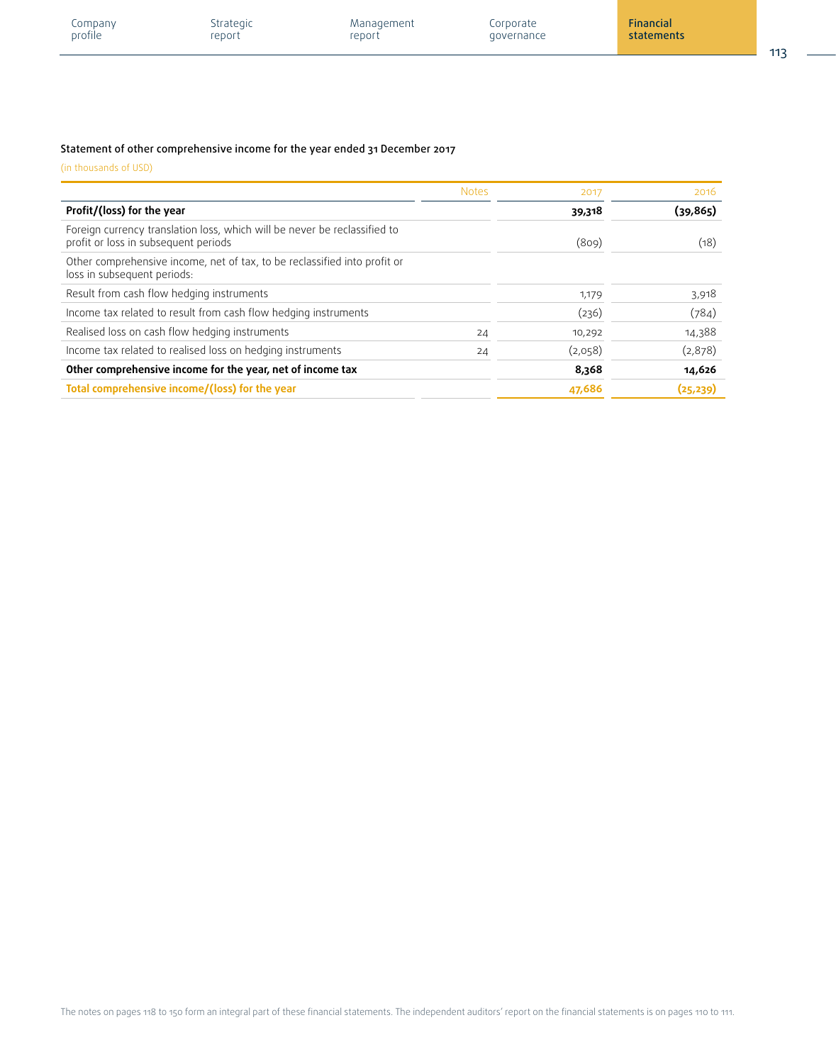### Statement of other comprehensive income for the year ended 31 December 2017

(in thousands of USD)

| | Notes | 2017 | 2016 |
|---|---|---|---|
| **Profit/(loss) for the year** | | **39,318** | **(39,865)** |
| Foreign currency translation loss, which will be never be reclassified to profit or loss in subsequent periods | | (809) | (18) |
| Other comprehensive income, net of tax, to be reclassified into profit or loss in subsequent periods: | | | |
| Result from cash flow hedging instruments | | 1,179 | 3,918 |
| Income tax related to result from cash flow hedging instruments | | (236) | (784) |
| Realised loss on cash flow hedging instruments | 24 | 10,292 | 14,388 |
| Income tax related to realised loss on hedging instruments | 24 | (2,058) | (2,878) |
| **Other comprehensive income for the year, net of income tax** | | **8,368** | **14,626** |
| **Total comprehensive income/(loss) for the year** | | **47,686** | **(25,239)** |

The notes on pages 118 to 150 form an integral part of these financial statements. The independent auditors' report on the financial statements is on pages 110 to 111.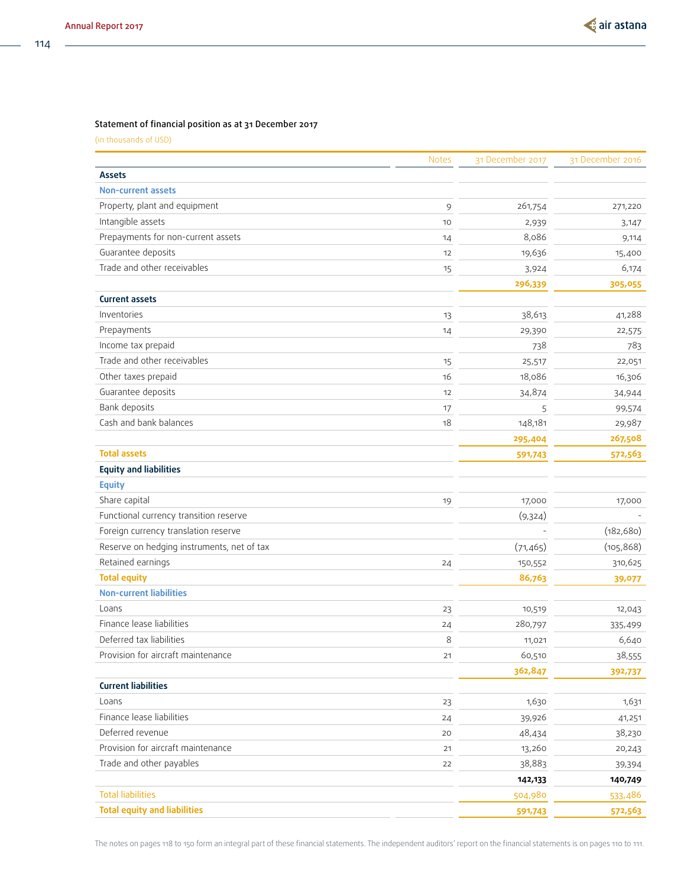## Statement of financial position as at 31 December 2017

(in thousands of USD)

| | Notes | 31 December 2017 | 31 December 2016 |
|---|---|---|---|
| **Assets** | | | |
| **Non-current assets** | | | |
| Property, plant and equipment | 9 | 261,754 | 271,220 |
| Intangible assets | 10 | 2,939 | 3,147 |
| Prepayments for non-current assets | 14 | 8,086 | 9,114 |
| Guarantee deposits | 12 | 19,636 | 15,400 |
| Trade and other receivables | 15 | 3,924 | 6,174 |
| | | **296,339** | **305,055** |
| **Current assets** | | | |
| Inventories | 13 | 38,613 | 41,288 |
| Prepayments | 14 | 29,390 | 22,575 |
| Income tax prepaid | | 738 | 783 |
| Trade and other receivables | 15 | 25,517 | 22,051 |
| Other taxes prepaid | 16 | 18,086 | 16,306 |
| Guarantee deposits | 12 | 34,874 | 34,944 |
| Bank deposits | 17 | 5 | 99,574 |
| Cash and bank balances | 18 | 148,181 | 29,987 |
| | | **295,404** | **267,508** |
| **Total assets** | | **591,743** | **572,563** |
| **Equity and liabilities** | | | |
| **Equity** | | | |
| Share capital | 19 | 17,000 | 17,000 |
| Functional currency transition reserve | | (9,324) | - |
| Foreign currency translation reserve | | - | (182,680) |
| Reserve on hedging instruments, net of tax | | (71,465) | (105,868) |
| Retained earnings | 24 | 150,552 | 310,625 |
| **Total equity** | | **86,763** | **39,077** |
| **Non-current liabilities** | | | |
| Loans | 23 | 10,519 | 12,043 |
| Finance lease liabilities | 24 | 280,797 | 335,499 |
| Deferred tax liabilities | 8 | 11,021 | 6,640 |
| Provision for aircraft maintenance | 21 | 60,510 | 38,555 |
| | | **362,847** | **392,737** |
| **Current liabilities** | | | |
| Loans | 23 | 1,630 | 1,631 |
| Finance lease liabilities | 24 | 39,926 | 41,251 |
| Deferred revenue | 20 | 48,434 | 38,230 |
| Provision for aircraft maintenance | 21 | 13,260 | 20,243 |
| Trade and other payables | 22 | 38,883 | 39,394 |
| | | **142,133** | **140,749** |
| Total liabilities | | 504,980 | 533,486 |
| **Total equity and liabilities** | | **591,743** | **572,563** |

The notes on pages 118 to 150 form an integral part of these financial statements. The independent auditors' report on the financial statements is on pages 110 to 111.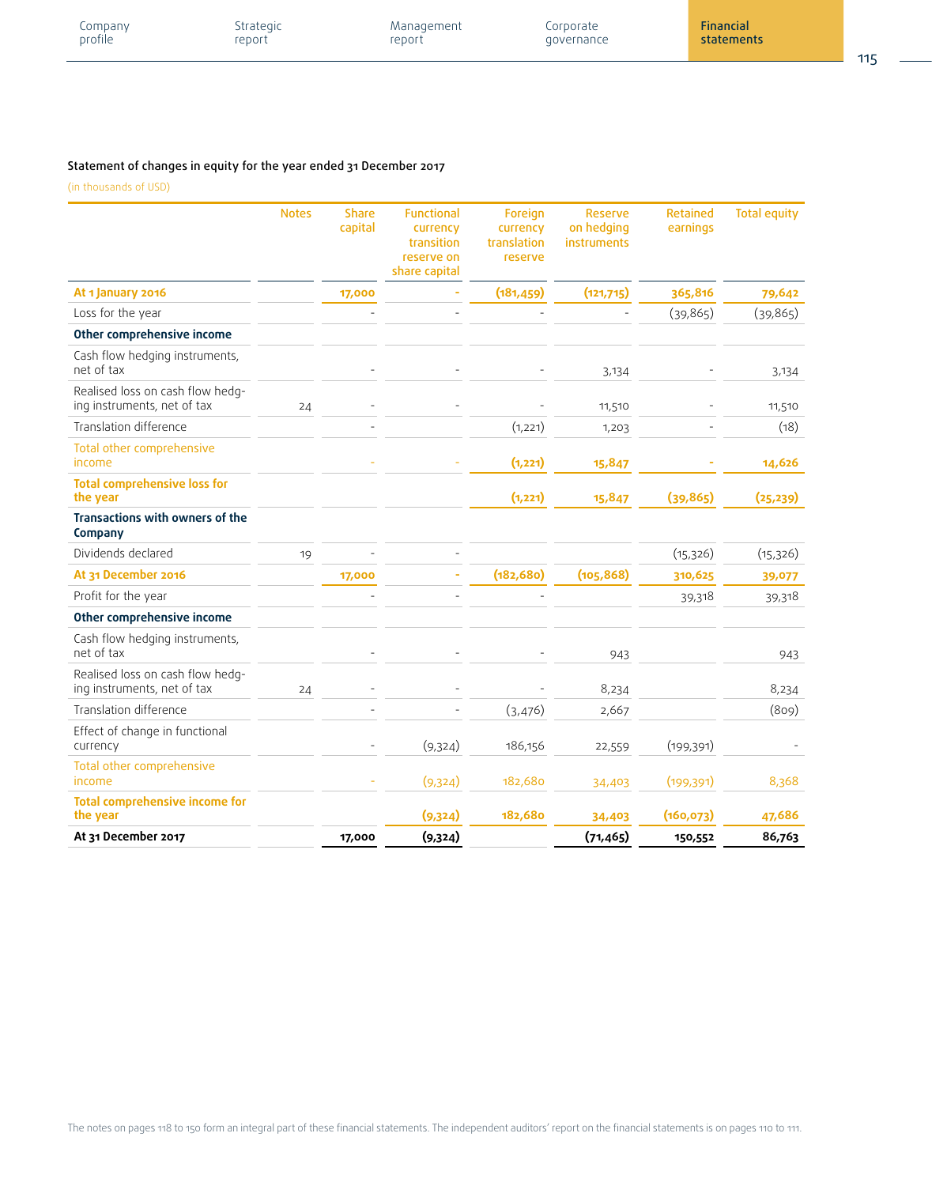## Statement of changes in equity for the year ended 31 December 2017

(in thousands of USD)

| | Notes | Share capital | Functional currency transition reserve on share capital | Foreign currency translation reserve | Reserve on hedging instruments | Retained earnings | Total equity |
|---|---|---|---|---|---|---|---|
| **At 1 January 2016** | | **17,000** | **-** | **(181,459)** | **(121,715)** | **365,816** | **79,642** |
| Loss for the year | | - | - | - | - | (39,865) | (39,865) |
| **Other comprehensive income** | | | | | | | |
| Cash flow hedging instruments, net of tax | | - | - | - | 3,134 | - | 3,134 |
| Realised loss on cash flow hedging instruments, net of tax | 24 | - | - | - | 11,510 | - | 11,510 |
| Translation difference | | - | | (1,221) | 1,203 | - | (18) |
| Total other comprehensive income | | - | - | **(1,221)** | **15,847** | **-** | **14,626** |
| **Total comprehensive loss for the year** | | | | **(1,221)** | **15,847** | **(39,865)** | **(25,239)** |
| **Transactions with owners of the Company** | | | | | | | |
| Dividends declared | 19 | - | - | | | (15,326) | (15,326) |
| **At 31 December 2016** | | **17,000** | **-** | **(182,680)** | **(105,868)** | **310,625** | **39,077** |
| Profit for the year | | - | - | - | | 39,318 | 39,318 |
| **Other comprehensive income** | | | | | | | |
| Cash flow hedging instruments, net of tax | | - | - | - | 943 | | 943 |
| Realised loss on cash flow hedging instruments, net of tax | 24 | - | - | - | 8,234 | | 8,234 |
| Translation difference | | - | - | (3,476) | 2,667 | | (809) |
| Effect of change in functional currency | | - | (9,324) | 186,156 | 22,559 | (199,391) | - |
| Total other comprehensive income | | - | (9,324) | 182,680 | 34,403 | (199,391) | 8,368 |
| **Total comprehensive income for the year** | | | **(9,324)** | **182,680** | **34,403** | **(160,073)** | **47,686** |
| **At 31 December 2017** | | **17,000** | **(9,324)** | | **(71,465)** | **150,552** | **86,763** |

The notes on pages 118 to 150 form an integral part of these financial statements. The independent auditors' report on the financial statements is on pages 110 to 111.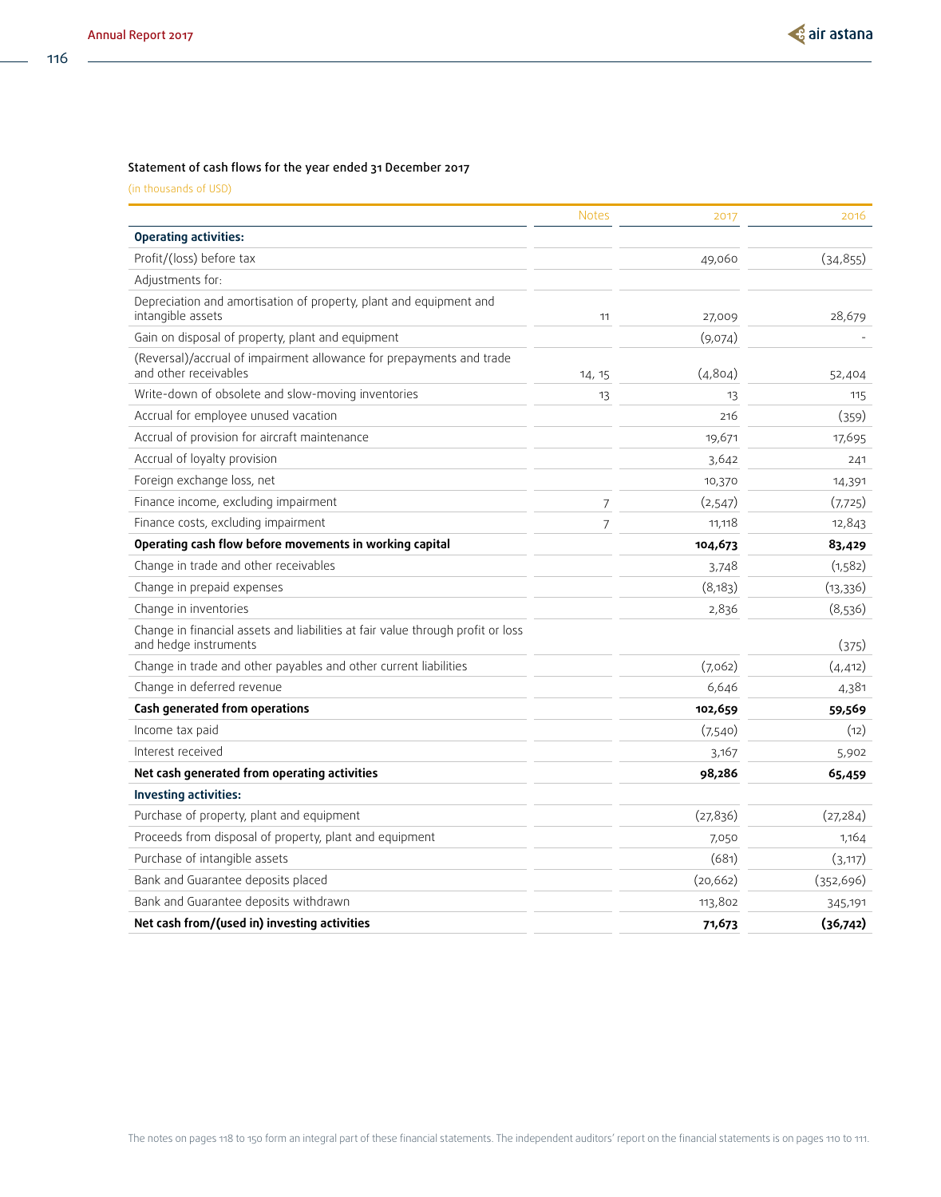### Statement of cash flows for the year ended 31 December 2017

(in thousands of USD)

| | Notes | 2017 | 2016 |
|---|---|---|---|
| **Operating activities:** | | | |
| Profit/(loss) before tax | | 49,060 | (34,855) |
| Adjustments for: | | | |
| Depreciation and amortisation of property, plant and equipment and intangible assets | 11 | 27,009 | 28,679 |
| Gain on disposal of property, plant and equipment | | (9,074) | - |
| (Reversal)/accrual of impairment allowance for prepayments and trade and other receivables | 14, 15 | (4,804) | 52,404 |
| Write-down of obsolete and slow-moving inventories | 13 | 13 | 115 |
| Accrual for employee unused vacation | | 216 | (359) |
| Accrual of provision for aircraft maintenance | | 19,671 | 17,695 |
| Accrual of loyalty provision | | 3,642 | 241 |
| Foreign exchange loss, net | | 10,370 | 14,391 |
| Finance income, excluding impairment | 7 | (2,547) | (7,725) |
| Finance costs, excluding impairment | 7 | 11,118 | 12,843 |
| **Operating cash flow before movements in working capital** | | **104,673** | **83,429** |
| Change in trade and other receivables | | 3,748 | (1,582) |
| Change in prepaid expenses | | (8,183) | (13,336) |
| Change in inventories | | 2,836 | (8,536) |
| Change in financial assets and liabilities at fair value through profit or loss and hedge instruments | | | (375) |
| Change in trade and other payables and other current liabilities | | (7,062) | (4,412) |
| Change in deferred revenue | | 6,646 | 4,381 |
| **Cash generated from operations** | | **102,659** | **59,569** |
| Income tax paid | | (7,540) | (12) |
| Interest received | | 3,167 | 5,902 |
| **Net cash generated from operating activities** | | **98,286** | **65,459** |
| **Investing activities:** | | | |
| Purchase of property, plant and equipment | | (27,836) | (27,284) |
| Proceeds from disposal of property, plant and equipment | | 7,050 | 1,164 |
| Purchase of intangible assets | | (681) | (3,117) |
| Bank and Guarantee deposits placed | | (20,662) | (352,696) |
| Bank and Guarantee deposits withdrawn | | 113,802 | 345,191 |
| **Net cash from/(used in) investing activities** | | **71,673** | **(36,742)** |

The notes on pages 118 to 150 form an integral part of these financial statements. The independent auditors' report on the financial statements is on pages 110 to 111.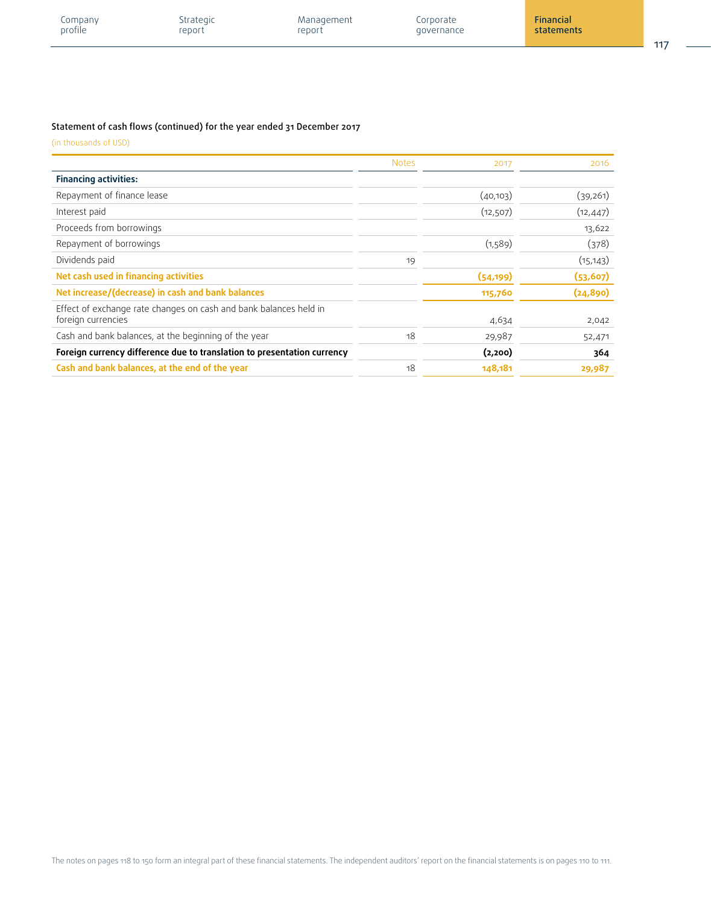### Statement of cash flows (continued) for the year ended 31 December 2017

(in thousands of USD)

| | Notes | 2017 | 2016 |
|---|---|---|---|
| **Financing activities:** | | | |
| Repayment of finance lease | | (40,103) | (39,261) |
| Interest paid | | (12,507) | (12,447) |
| Proceeds from borrowings | | | 13,622 |
| Repayment of borrowings | | (1,589) | (378) |
| Dividends paid | 19 | | (15,143) |
| **Net cash used in financing activities** | | **(54,199)** | **(53,607)** |
| **Net increase/(decrease) in cash and bank balances** | | **115,760** | **(24,890)** |
| Effect of exchange rate changes on cash and bank balances held in foreign currencies | | 4,634 | 2,042 |
| Cash and bank balances, at the beginning of the year | 18 | 29,987 | 52,471 |
| **Foreign currency difference due to translation to presentation currency** | | **(2,200)** | **364** |
| **Cash and bank balances, at the end of the year** | 18 | **148,181** | **29,987** |

The notes on pages 118 to 150 form an integral part of these financial statements. The independent auditors' report on the financial statements is on pages 110 to 111.